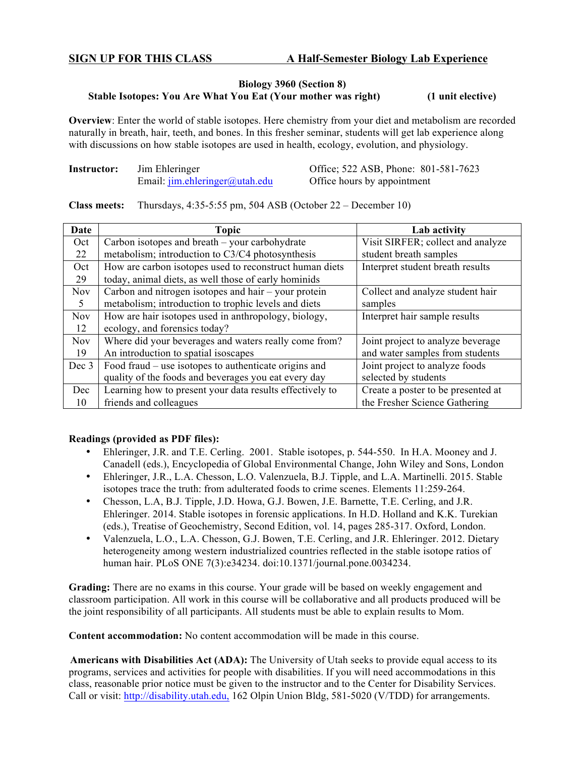**SIGN UP FOR THIS CLASS** **A Half-Semester Biology Lab Experience**

**Biology 3960 (Section 8)**

**Stable Isotopes: You Are What You Eat (Your mother was right)** **(1 unit elective)**

**Overview**: Enter the world of stable isotopes. Here chemistry from your diet and metabolism are recorded naturally in breath, hair, teeth, and bones. In this fresher seminar, students will get lab experience along with discussions on how stable isotopes are used in health, ecology, evolution, and physiology.

**Instructor:** Jim Ehleringer
Email: jim.ehleringer@utah.edu
Office; 522 ASB, Phone: 801-581-7623
Office hours by appointment

**Class meets:** Thursdays, 4:35-5:55 pm, 504 ASB (October 22 – December 10)

| Date | Topic | Lab activity |
|---|---|---|
| Oct 22 | Carbon isotopes and breath – your carbohydrate metabolism; introduction to C3/C4 photosynthesis | Visit SIRFER; collect and analyze student breath samples |
| Oct 29 | How are carbon isotopes used to reconstruct human diets today, animal diets, as well those of early hominids | Interpret student breath results |
| Nov 5 | Carbon and nitrogen isotopes and hair – your protein metabolism; introduction to trophic levels and diets | Collect and analyze student hair samples |
| Nov 12 | How are hair isotopes used in anthropology, biology, ecology, and forensics today? | Interpret hair sample results |
| Nov 19 | Where did your beverages and waters really come from? An introduction to spatial isoscapes | Joint project to analyze beverage and water samples from students |
| Dec 3 | Food fraud – use isotopes to authenticate origins and quality of the foods and beverages you eat every day | Joint project to analyze foods selected by students |
| Dec 10 | Learning how to present your data results effectively to friends and colleagues | Create a poster to be presented at the Fresher Science Gathering |

**Readings (provided as PDF files):**

- Ehleringer, J.R. and T.E. Cerling. 2001. Stable isotopes, p. 544-550. In H.A. Mooney and J. Canadell (eds.), Encyclopedia of Global Environmental Change, John Wiley and Sons, London
- Ehleringer, J.R., L.A. Chesson, L.O. Valenzuela, B.J. Tipple, and L.A. Martinelli. 2015. Stable isotopes trace the truth: from adulterated foods to crime scenes. Elements 11:259-264.
- Chesson, L.A, B.J. Tipple, J.D. Howa, G.J. Bowen, J.E. Barnette, T.E. Cerling, and J.R. Ehleringer. 2014. Stable isotopes in forensic applications. In H.D. Holland and K.K. Turekian (eds.), Treatise of Geochemistry, Second Edition, vol. 14, pages 285-317. Oxford, London.
- Valenzuela, L.O., L.A. Chesson, G.J. Bowen, T.E. Cerling, and J.R. Ehleringer. 2012. Dietary heterogeneity among western industrialized countries reflected in the stable isotope ratios of human hair. PLoS ONE 7(3):e34234. doi:10.1371/journal.pone.0034234.

**Grading:** There are no exams in this course. Your grade will be based on weekly engagement and classroom participation. All work in this course will be collaborative and all products produced will be the joint responsibility of all participants. All students must be able to explain results to Mom.

**Content accommodation:** No content accommodation will be made in this course.

**Americans with Disabilities Act (ADA):** The University of Utah seeks to provide equal access to its programs, services and activities for people with disabilities. If you will need accommodations in this class, reasonable prior notice must be given to the instructor and to the Center for Disability Services. Call or visit: http://disability.utah.edu, 162 Olpin Union Bldg, 581-5020 (V/TDD) for arrangements.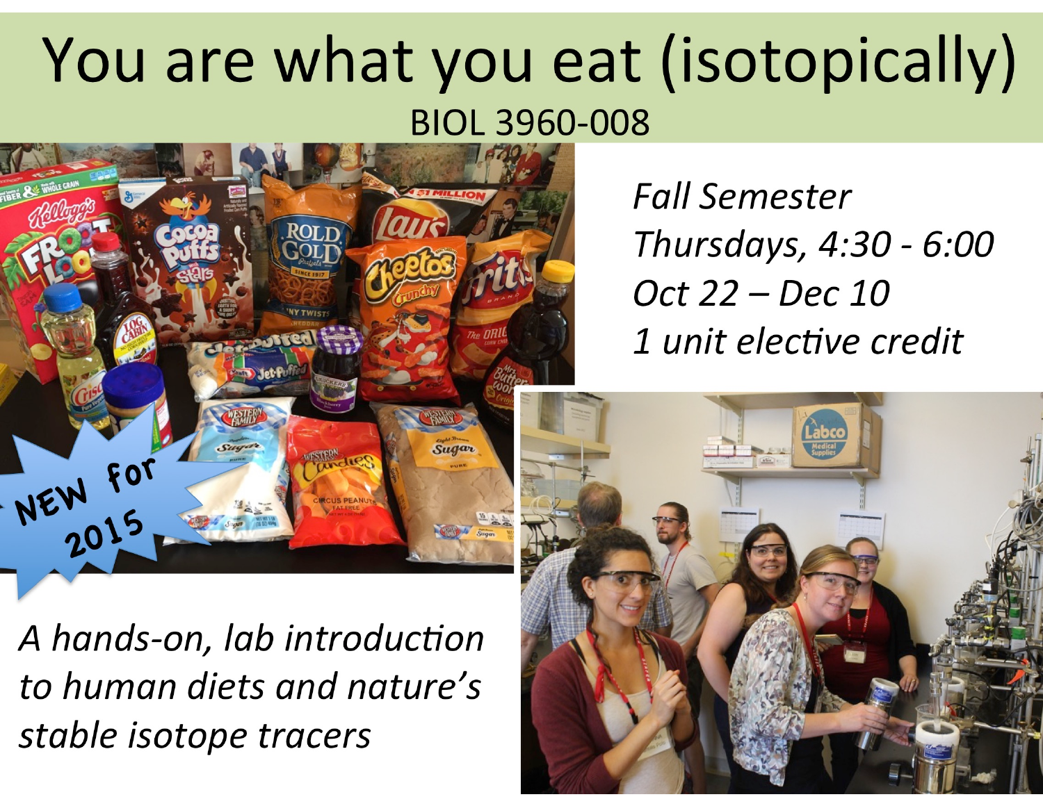# You are what you eat (isotopically)

BIOL 3960-008

NEW for 2015

*Fall Semester*
*Thursdays, 4:30 - 6:00*
*Oct 22 – Dec 10*
*1 unit elective credit*

*A hands-on, lab introduction to human diets and nature's stable isotope tracers*